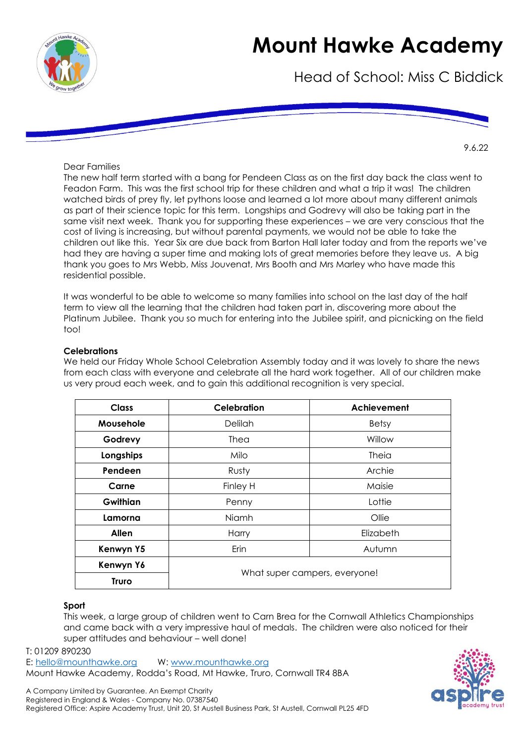# Mount Hawke Academy

Head of School: Miss C Biddick

9.6.22

Dear Families

The new half term started with a bang for Pendeen Class as on the first day back the class went to Feadon Farm. This was the first school trip for these children and what a trip it was! The children watched birds of prey fly, let pythons loose and learned a lot more about many different animals as part of their science topic for this term. Longships and Godrevy will also be taking part in the same visit next week. Thank you for supporting these experiences – we are very conscious that the cost of living is increasing, but without parental payments, we would not be able to take the children out like this. Year Six are due back from Barton Hall later today and from the reports we've had they are having a super time and making lots of great memories before they leave us. A big thank you goes to Mrs Webb, Miss Jouvenat, Mrs Booth and Mrs Marley who have made this residential possible.

It was wonderful to be able to welcome so many families into school on the last day of the half term to view all the learning that the children had taken part in, discovering more about the Platinum Jubilee. Thank you so much for entering into the Jubilee spirit, and picnicking on the field too!

**Celebrations**

We held our Friday Whole School Celebration Assembly today and it was lovely to share the news from each class with everyone and celebrate all the hard work together. All of our children make us very proud each week, and to gain this additional recognition is very special.

| Class | Celebration | Achievement |
|---|---|---|
| **Mousehole** | Delilah | Betsy |
| **Godrevy** | Thea | Willow |
| **Longships** | Milo | Theia |
| **Pendeen** | Rusty | Archie |
| **Carne** | Finley H | Maisie |
| **Gwithian** | Penny | Lottie |
| **Lamorna** | Niamh | Ollie |
| **Allen** | Harry | Elizabeth |
| **Kenwyn Y5** | Erin | Autumn |
| **Kenwyn Y6** | What super campers, everyone! | |
| **Truro** | | |

**Sport**

This week, a large group of children went to Carn Brea for the Cornwall Athletics Championships and came back with a very impressive haul of medals. The children were also noticed for their super attitudes and behaviour – well done!

T: 01209 890230
E: hello@mounthawke.org W: www.mounthawke.org
Mount Hawke Academy, Rodda's Road, Mt Hawke, Truro, Cornwall TR4 8BA

A Company Limited by Guarantee. An Exempt Charity
Registered in England & Wales - Company No. 07387540
Registered Office: Aspire Academy Trust, Unit 20, St Austell Business Park, St Austell, Cornwall PL25 4FD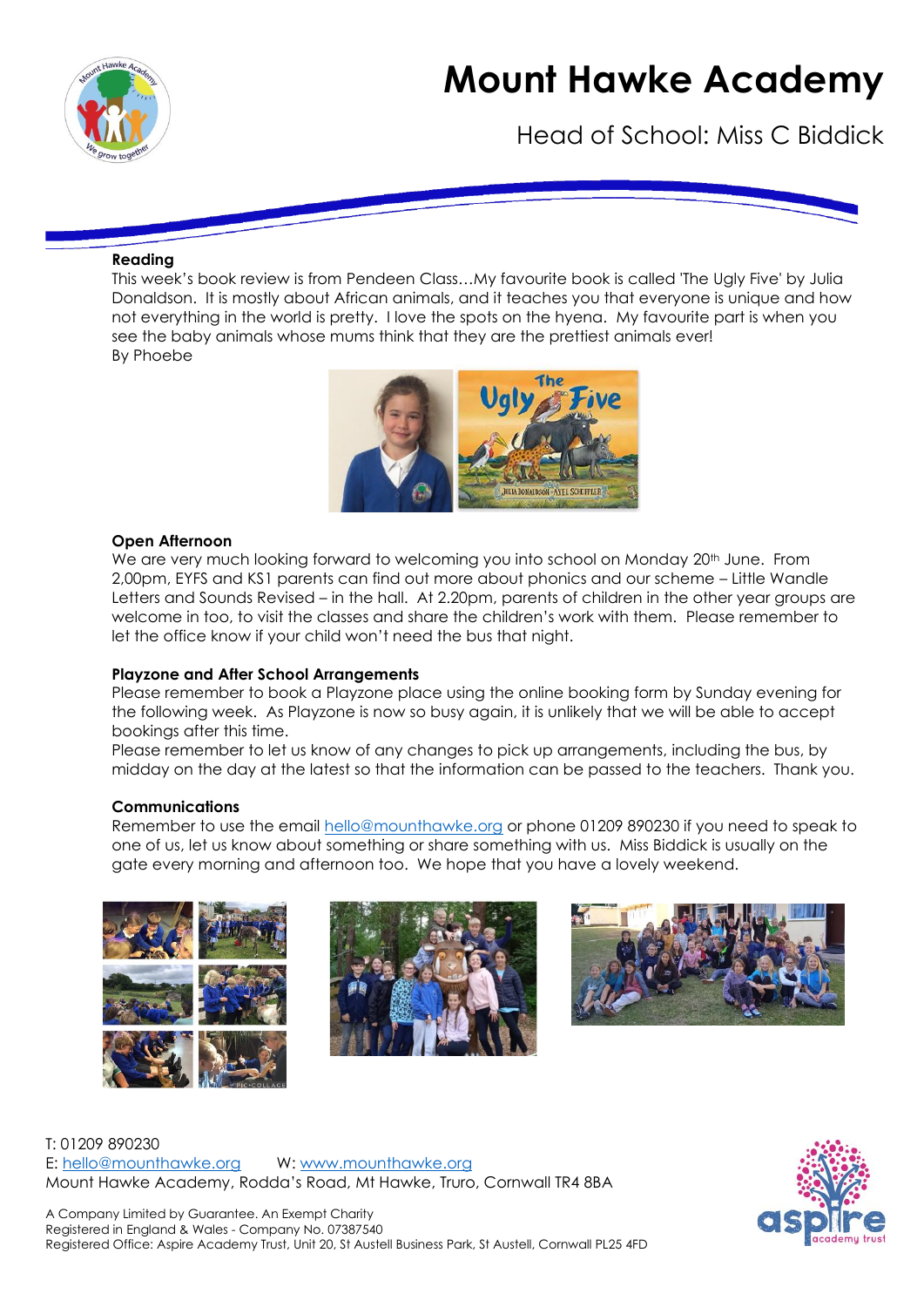# Mount Hawke Academy

Head of School: Miss C Biddick

**Reading**

This week's book review is from Pendeen Class…My favourite book is called 'The Ugly Five' by Julia Donaldson. It is mostly about African animals, and it teaches you that everyone is unique and how not everything in the world is pretty. I love the spots on the hyena. My favourite part is when you see the baby animals whose mums think that they are the prettiest animals ever!
By Phoebe

**Open Afternoon**

We are very much looking forward to welcoming you into school on Monday 20th June. From 2,00pm, EYFS and KS1 parents can find out more about phonics and our scheme – Little Wandle Letters and Sounds Revised – in the hall. At 2.20pm, parents of children in the other year groups are welcome in too, to visit the classes and share the children's work with them. Please remember to let the office know if your child won't need the bus that night.

**Playzone and After School Arrangements**

Please remember to book a Playzone place using the online booking form by Sunday evening for the following week. As Playzone is now so busy again, it is unlikely that we will be able to accept bookings after this time.
Please remember to let us know of any changes to pick up arrangements, including the bus, by midday on the day at the latest so that the information can be passed to the teachers. Thank you.

**Communications**

Remember to use the email hello@mounthawke.org or phone 01209 890230 if you need to speak to one of us, let us know about something or share something with us. Miss Biddick is usually on the gate every morning and afternoon too. We hope that you have a lovely weekend.

T: 01209 890230
E: hello@mounthawke.org W: www.mounthawke.org
Mount Hawke Academy, Rodda's Road, Mt Hawke, Truro, Cornwall TR4 8BA

A Company Limited by Guarantee. An Exempt Charity
Registered in England & Wales - Company No. 07387540
Registered Office: Aspire Academy Trust, Unit 20, St Austell Business Park, St Austell, Cornwall PL25 4FD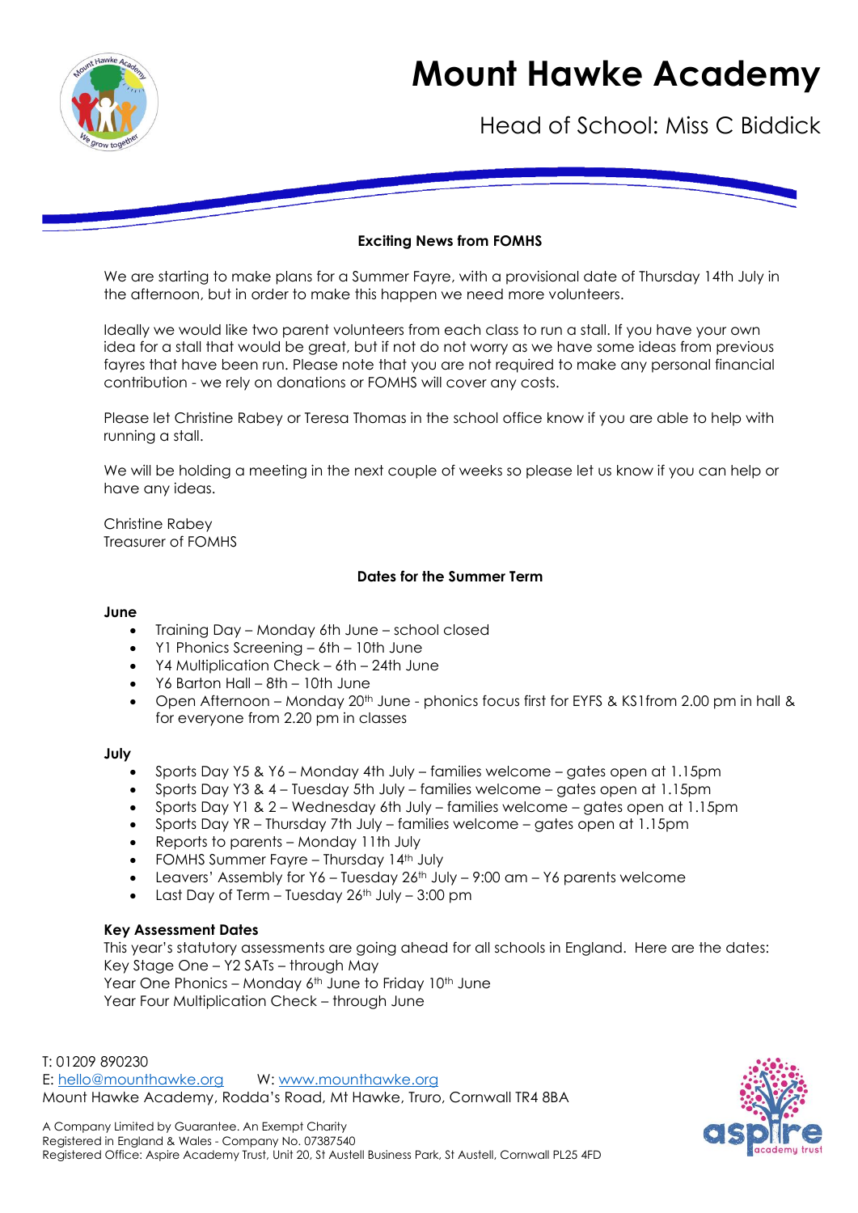# Mount Hawke Academy

Head of School: Miss C Biddick

## Exciting News from FOMHS

We are starting to make plans for a Summer Fayre, with a provisional date of Thursday 14th July in the afternoon, but in order to make this happen we need more volunteers.

Ideally we would like two parent volunteers from each class to run a stall. If you have your own idea for a stall that would be great, but if not do not worry as we have some ideas from previous fayres that have been run. Please note that you are not required to make any personal financial contribution - we rely on donations or FOMHS will cover any costs.

Please let Christine Rabey or Teresa Thomas in the school office know if you are able to help with running a stall.

We will be holding a meeting in the next couple of weeks so please let us know if you can help or have ideas.

Christine Rabey
Treasurer of FOMHS

## Dates for the Summer Term

**June**

- Training Day – Monday 6th June – school closed
- Y1 Phonics Screening – 6th – 10th June
- Y4 Multiplication Check – 6th – 24th June
- Y6 Barton Hall – 8th – 10th June
- Open Afternoon – Monday 20th June - phonics focus first for EYFS & KS1from 2.00 pm in hall & for everyone from 2.20 pm in classes

**July**

- Sports Day Y5 & Y6 – Monday 4th July – families welcome – gates open at 1.15pm
- Sports Day Y3 & 4 – Tuesday 5th July – families welcome – gates open at 1.15pm
- Sports Day Y1 & 2 – Wednesday 6th July – families welcome – gates open at 1.15pm
- Sports Day YR – Thursday 7th July – families welcome – gates open at 1.15pm
- Reports to parents – Monday 11th July
- FOMHS Summer Fayre – Thursday 14th July
- Leavers' Assembly for Y6 – Tuesday 26th July – 9:00 am – Y6 parents welcome
- Last Day of Term – Tuesday 26th July – 3:00 pm

**Key Assessment Dates**

This year's statutory assessments are going ahead for all schools in England. Here are the dates:
Key Stage One – Y2 SATs – through May
Year One Phonics – Monday 6th June to Friday 10th June
Year Four Multiplication Check – through June

T: 01209 890230
E: hello@mounthawke.org W: www.mounthawke.org
Mount Hawke Academy, Rodda's Road, Mt Hawke, Truro, Cornwall TR4 8BA

A Company Limited by Guarantee. An Exempt Charity
Registered in England & Wales - Company No. 07387540
Registered Office: Aspire Academy Trust, Unit 20, St Austell Business Park, St Austell, Cornwall PL25 4FD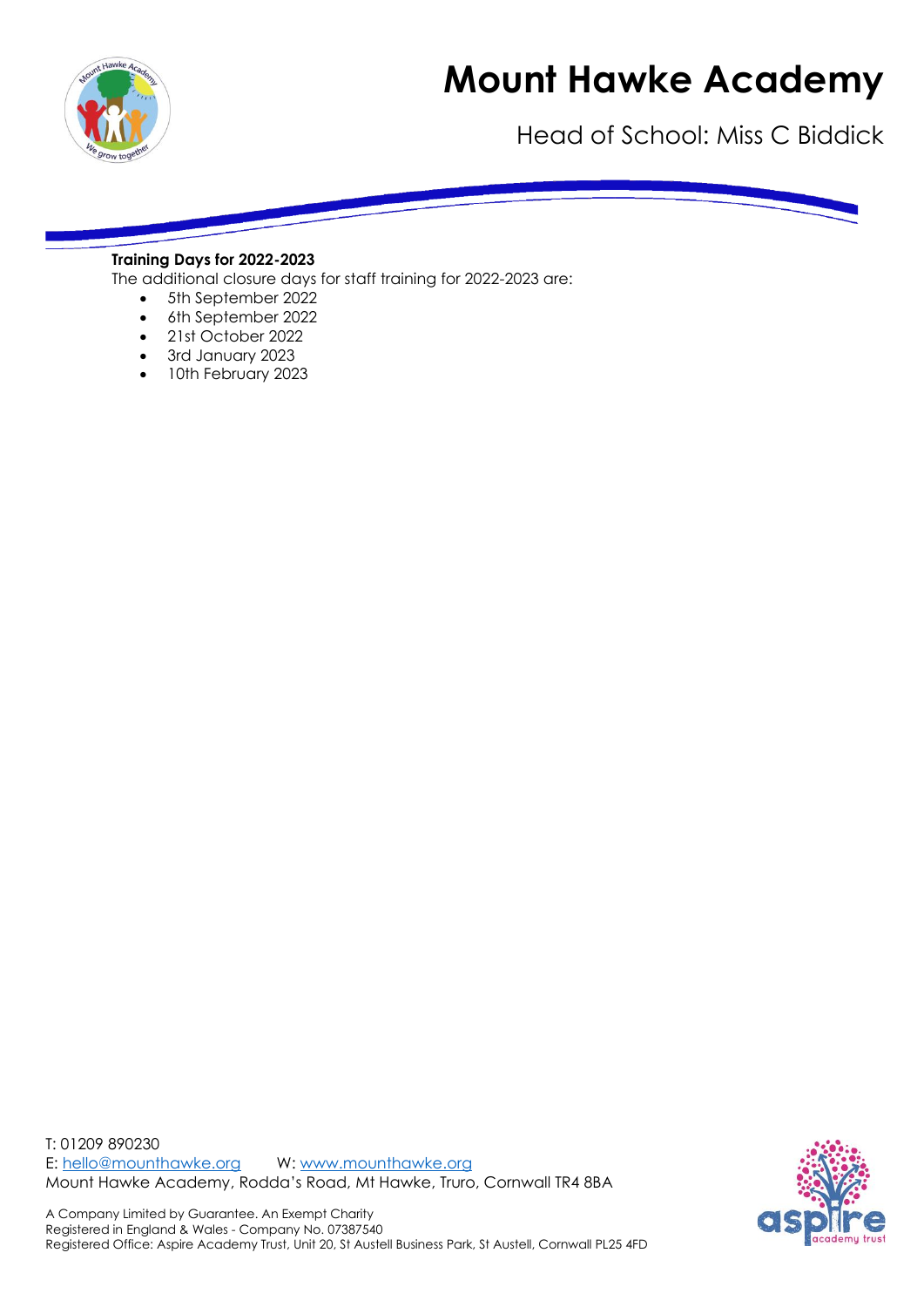# Mount Hawke Academy

Head of School: Miss C Biddick

**Training Days for 2022-2023**

The additional closure days for staff training for 2022-2023 are:

- 5th September 2022
- 6th September 2022
- 21st October 2022
- 3rd January 2023
- 10th February 2023

T: 01209 890230
E: hello@mounthawke.org W: www.mounthawke.org
Mount Hawke Academy, Rodda's Road, Mt Hawke, Truro, Cornwall TR4 8BA

A Company Limited by Guarantee. An Exempt Charity
Registered in England & Wales - Company No. 07387540
Registered Office: Aspire Academy Trust, Unit 20, St Austell Business Park, St Austell, Cornwall PL25 4FD